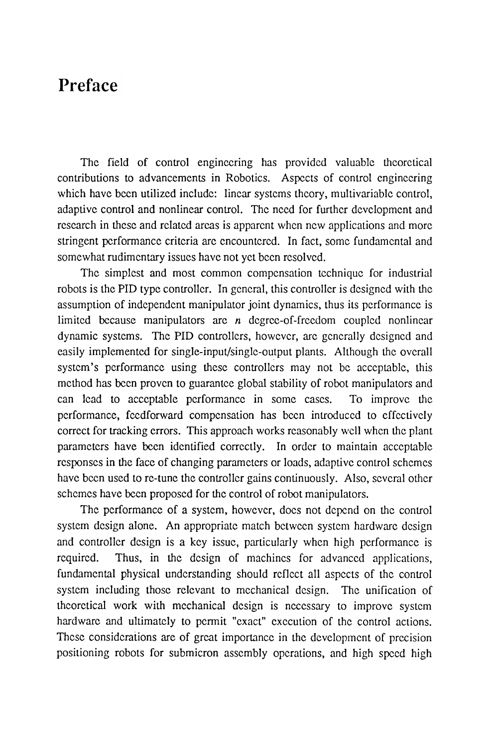# Preface

The field of control engineering has provided valuable theoretical contributions to advancements in Robotics. Aspects of control engineering which have been utilized include: linear systems theory, multivariable control, adaptive control and nonlinear control. The need for further development and research in these and related areas is apparent when new applications and more stringent performance criteria are encountered. In fact, some fundamental and somewhat rudimentary issues have not yet been resolved.

The simplest and most common compensation technique for industrial robots is the PID type controller. In general, this controller is designed with the assumption of independent manipulator joint dynamics, thus its performance is limited because manipulators are $n$ degree-of-freedom coupled nonlinear dynamic systems. The PID controllers, however, are generally designed and easily implemented for single-input/single-output plants. Although the overall system's performance using these controllers may not be acceptable, this method has been proven to guarantee global stability of robot manipulators and can lead to acceptable performance in some cases. To improve the performance, feedforward compensation has been introduced to effectively correct for tracking errors. This approach works reasonably well when the plant parameters have been identified correctly. In order to maintain acceptable responses in the face of changing parameters or loads, adaptive control schemes have been used to re-tune the controller gains continuously. Also, several other schemes have been proposed for the control of robot manipulators.

The performance of a system, however, does not depend on the control system design alone. An appropriate match between system hardware design and controller design is a key issue, particularly when high performance is required. Thus, in the design of machines for advanced applications, fundamental physical understanding should reflect all aspects of the control system including those relevant to mechanical design. The unification of theoretical work with mechanical design is necessary to improve system hardware and ultimately to permit "exact" execution of the control actions. These considerations are of great importance in the development of precision positioning robots for submicron assembly operations, and high speed high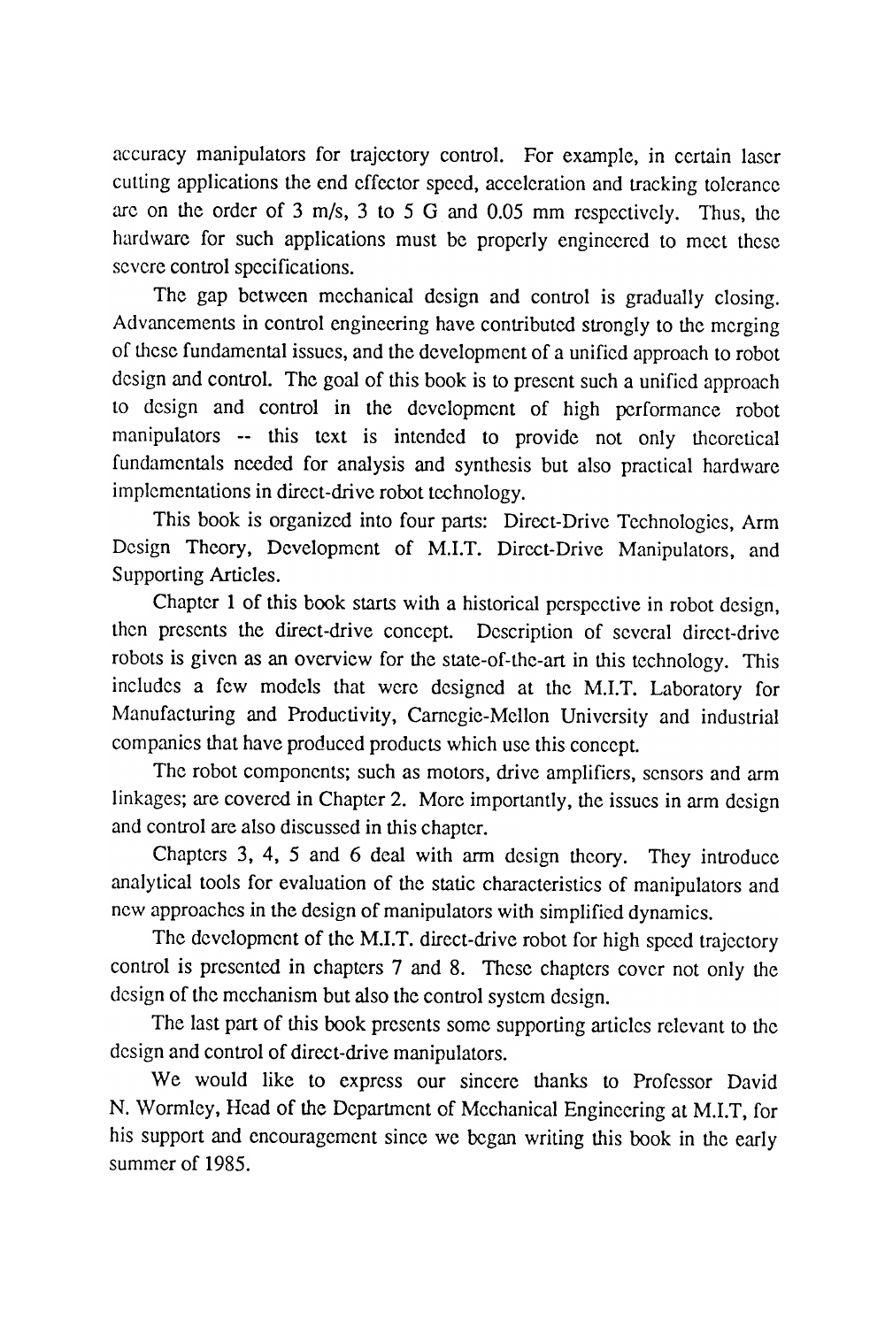accuracy manipulators for trajectory control. For example, in certain laser cutting applications the end effector speed, acceleration and tracking tolerance are on the order of 3 m/s, 3 to 5 G and 0.05 mm respectively. Thus, the hardware for such applications must be properly engineered to meet these severe control specifications.

The gap between mechanical design and control is gradually closing. Advancements in control engineering have contributed strongly to the merging of these fundamental issues, and the development of a unified approach to robot design and control. The goal of this book is to present such a unified approach to design and control in the development of high performance robot manipulators -- this text is intended to provide not only theoretical fundamentals needed for analysis and synthesis but also practical hardware implementations in direct-drive robot technology.

This book is organized into four parts: Direct-Drive Technologies, Arm Design Theory, Development of M.I.T. Direct-Drive Manipulators, and Supporting Articles.

Chapter 1 of this book starts with a historical perspective in robot design, then presents the direct-drive concept. Description of several direct-drive robots is given as an overview for the state-of-the-art in this technology. This includes a few models that were designed at the M.I.T. Laboratory for Manufacturing and Productivity, Carnegie-Mellon University and industrial companies that have produced products which use this concept.

The robot components; such as motors, drive amplifiers, sensors and arm linkages; are covered in Chapter 2. More importantly, the issues in arm design and control are also discussed in this chapter.

Chapters 3, 4, 5 and 6 deal with arm design theory. They introduce analytical tools for evaluation of the static characteristics of manipulators and new approaches in the design of manipulators with simplified dynamics.

The development of the M.I.T. direct-drive robot for high speed trajectory control is presented in chapters 7 and 8. These chapters cover not only the design of the mechanism but also the control system design.

The last part of this book presents some supporting articles relevant to the design and control of direct-drive manipulators.

We would like to express our sincere thanks to Professor David N. Wormley, Head of the Department of Mechanical Engineering at M.I.T, for his support and encouragement since we began writing this book in the early summer of 1985.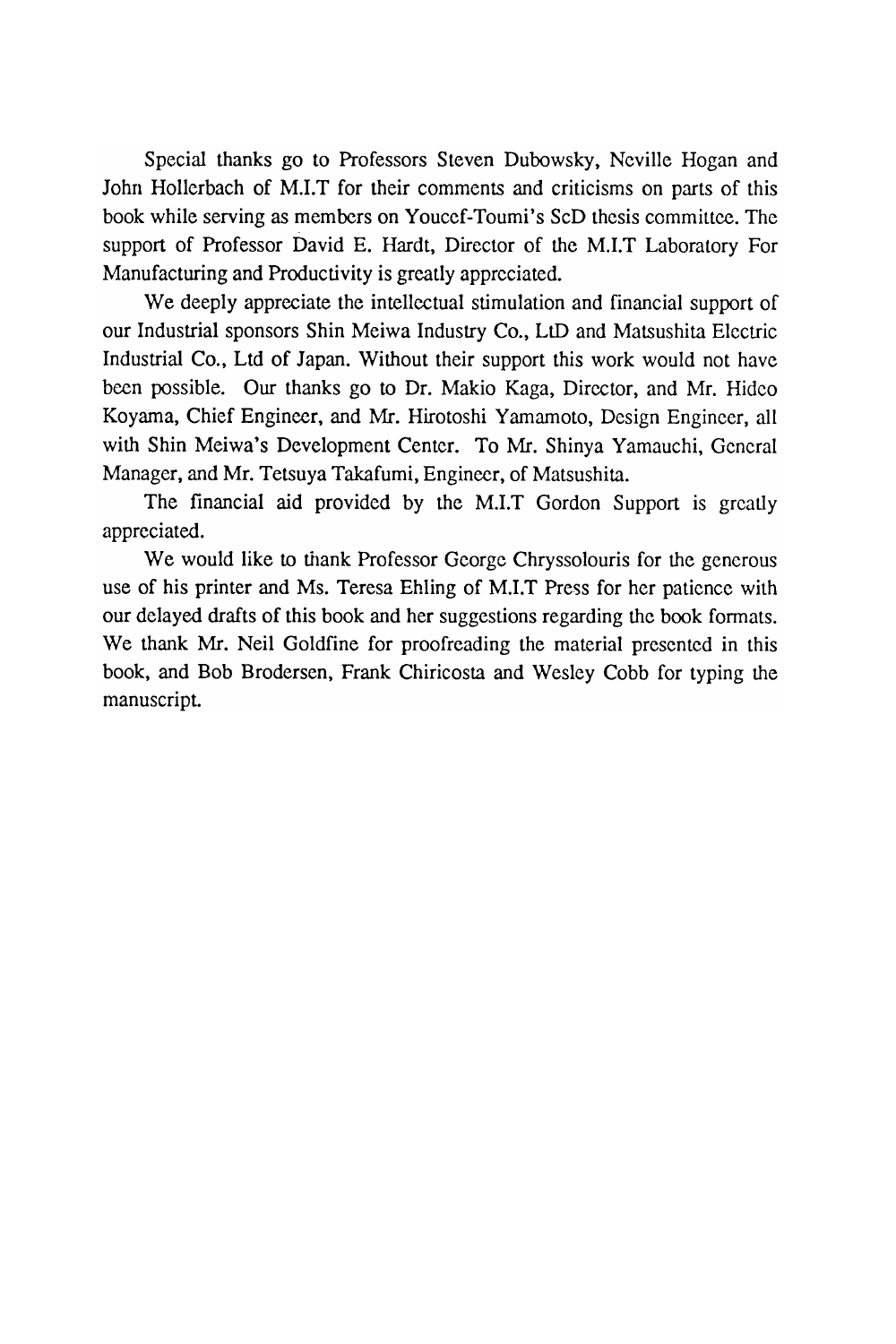Special thanks go to Professors Steven Dubowsky, Neville Hogan and John Hollerbach of M.I.T for their comments and criticisms on parts of this book while serving as members on Youcef-Toumi's ScD thesis committee. The support of Professor David E. Hardt, Director of the M.I.T Laboratory For Manufacturing and Productivity is greatly appreciated.

We deeply appreciate the intellectual stimulation and financial support of our Industrial sponsors Shin Meiwa Industry Co., LtD and Matsushita Electric Industrial Co., Ltd of Japan. Without their support this work would not have been possible. Our thanks go to Dr. Makio Kaga, Director, and Mr. Hideo Koyama, Chief Engineer, and Mr. Hirotoshi Yamamoto, Design Engineer, all with Shin Meiwa's Development Center. To Mr. Shinya Yamauchi, General Manager, and Mr. Tetsuya Takafumi, Engineer, of Matsushita.

The financial aid provided by the M.I.T Gordon Support is greatly appreciated.

We would like to thank Professor George Chryssolouris for the generous use of his printer and Ms. Teresa Ehling of M.I.T Press for her patience with our delayed drafts of this book and her suggestions regarding the book formats. We thank Mr. Neil Goldfine for proofreading the material presented in this book, and Bob Brodersen, Frank Chiricosta and Wesley Cobb for typing the manuscript.